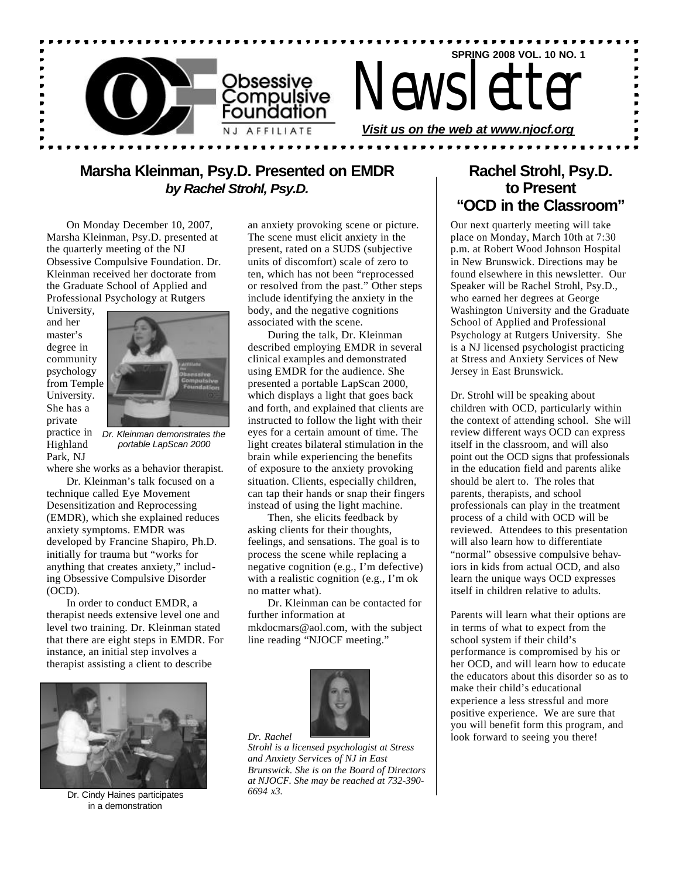SPRING 2008 VOL. 10 NO. 1

Obsessive Compulsive Foundation NJ AFFILIATE

# Newsletter

***Visit us on the web at www.njocf.org***

## Marsha Kleinman, Psy.D. Presented on EMDR

***by Rachel Strohl, Psy.D.***

On Monday December 10, 2007, Marsha Kleinman, Psy.D. presented at the quarterly meeting of the NJ Obsessive Compulsive Foundation. Dr. Kleinman received her doctorate from the Graduate School of Applied and Professional Psychology at Rutgers University, and her master's degree in community psychology from Temple University. She has a private practice in Highland Park, NJ where she works as a behavior therapist.

*Dr. Kleinman demonstrates the portable LapScan 2000*

Dr. Kleinman's talk focused on a technique called Eye Movement Desensitization and Reprocessing (EMDR), which she explained reduces anxiety symptoms. EMDR was developed by Francine Shapiro, Ph.D. initially for trauma but "works for anything that creates anxiety," including Obsessive Compulsive Disorder (OCD).

In order to conduct EMDR, a therapist needs extensive level one and level two training. Dr. Kleinman stated that there are eight steps in EMDR. For instance, an initial step involves a therapist assisting a client to describe an anxiety provoking scene or picture. The scene must elicit anxiety in the present, rated on a SUDS (subjective units of discomfort) scale of zero to ten, which has not been "reprocessed or resolved from the past." Other steps include identifying the anxiety in the body, and the negative cognitions associated with the scene.

During the talk, Dr. Kleinman described employing EMDR in several clinical examples and demonstrated using EMDR for the audience. She presented a portable LapScan 2000, which displays a light that goes back and forth, and explained that clients are instructed to follow the light with their eyes for a certain amount of time. The light creates bilateral stimulation in the brain while experiencing the benefits of exposure to the anxiety provoking situation. Clients, especially children, can tap their hands or snap their fingers instead of using the light machine.

Then, she elicits feedback by asking clients for their thoughts, feelings, and sensations. The goal is to process the scene while replacing a negative cognition (e.g., I'm defective) with a realistic cognition (e.g., I'm ok no matter what).

Dr. Kleinman can be contacted for further information at mkdocmars@aol.com, with the subject line reading "NJOCF meeting."

Dr. Cindy Haines participates in a demonstration

*Dr. Rachel Strohl is a licensed psychologist at Stress and Anxiety Services of NJ in East Brunswick. She is on the Board of Directors at NJOCF. She may be reached at 732-390-6694 x3.*

## Rachel Strohl, Psy.D. to Present "OCD in the Classroom"

Our next quarterly meeting will take place on Monday, March 10th at 7:30 p.m. at Robert Wood Johnson Hospital in New Brunswick. Directions may be found elsewhere in this newsletter. Our Speaker will be Rachel Strohl, Psy.D., who earned her degrees at George Washington University and the Graduate School of Applied and Professional Psychology at Rutgers University. She is a NJ licensed psychologist practicing at Stress and Anxiety Services of New Jersey in East Brunswick.

Dr. Strohl will be speaking about children with OCD, particularly within the context of attending school. She will review different ways OCD can express itself in the classroom, and will also point out the OCD signs that professionals in the education field and parents alike should be alert to. The roles that parents, therapists, and school professionals can play in the treatment process of a child with OCD will be reviewed. Attendees to this presentation will also learn how to differentiate "normal" obsessive compulsive behaviors in kids from actual OCD, and also learn the unique ways OCD expresses itself in children relative to adults.

Parents will learn what their options are in terms of what to expect from the school system if their child's performance is compromised by his or her OCD, and will learn how to educate the educators about this disorder so as to make their child's educational experience a less stressful and more positive experience. We are sure that you will benefit form this program, and look forward to seeing you there!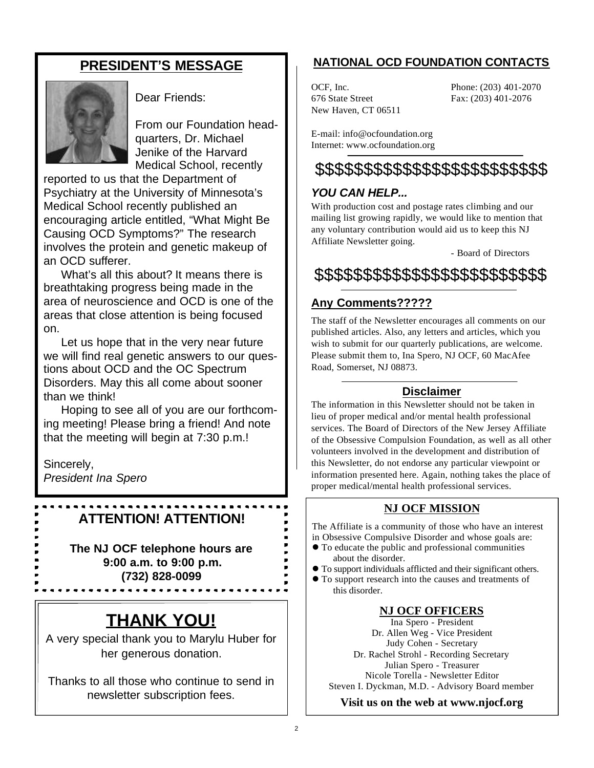## PRESIDENT'S MESSAGE

Dear Friends:

From our Foundation headquarters, Dr. Michael Jenike of the Harvard Medical School, recently reported to us that the Department of Psychiatry at the University of Minnesota's Medical School recently published an encouraging article entitled, "What Might Be Causing OCD Symptoms?" The research involves the protein and genetic makeup of an OCD sufferer.

What's all this about? It means there is breathtaking progress being made in the area of neuroscience and OCD is one of the areas that close attention is being focused on.

Let us hope that in the very near future we will find real genetic answers to our questions about OCD and the OC Spectrum Disorders. May this all come about sooner than we think!

Hoping to see all of you are our forthcoming meeting! Please bring a friend! And note that the meeting will begin at 7:30 p.m.!

Sincerely,
*President Ina Spero*

## ATTENTION! ATTENTION!

**The NJ OCF telephone hours are 9:00 a.m. to 9:00 p.m. (732) 828-0099**

## THANK YOU!

A very special thank you to Marylu Huber for her generous donation.

Thanks to all those who continue to send in newsletter subscription fees.

## NATIONAL OCD FOUNDATION CONTACTS

OCF, Inc.
676 State Street
New Haven, CT 06511

Phone: (203) 401-2070
Fax: (203) 401-2076

E-mail: info@ocfoundation.org
Internet: www.ocfoundation.org

$$$$$$$$$$$$$$$$$$$$$$$$

### *YOU CAN HELP...*

With production cost and postage rates climbing and our mailing list growing rapidly, we would like to mention that any voluntary contribution would aid us to keep this NJ Affiliate Newsletter going.

- Board of Directors

$$$$$$$$$$$$$$$$$$$$$$$$

### Any Comments?????

The staff of the Newsletter encourages all comments on our published articles. Also, any letters and articles, which you wish to submit for our quarterly publications, are welcome. Please submit them to, Ina Spero, NJ OCF, 60 MacAfee Road, Somerset, NJ 08873.

### Disclaimer

The information in this Newsletter should not be taken in lieu of proper medical and/or mental health professional services. The Board of Directors of the New Jersey Affiliate of the Obsessive Compulsion Foundation, as well as all other volunteers involved in the development and distribution of this Newsletter, do not endorse any particular viewpoint or information presented here. Again, nothing takes the place of proper medical/mental health professional services.

### NJ OCF MISSION

The Affiliate is a community of those who have an interest in Obsessive Compulsive Disorder and whose goals are:

- To educate the public and professional communities about the disorder.
- To support individuals afflicted and their significant others.
- To support research into the causes and treatments of this disorder.

### NJ OCF OFFICERS

Ina Spero - President
Dr. Allen Weg - Vice President
Judy Cohen - Secretary
Dr. Rachel Strohl - Recording Secretary
Julian Spero - Treasurer
Nicole Torella - Newsletter Editor
Steven I. Dyckman, M.D. - Advisory Board member

**Visit us on the web at www.njocf.org**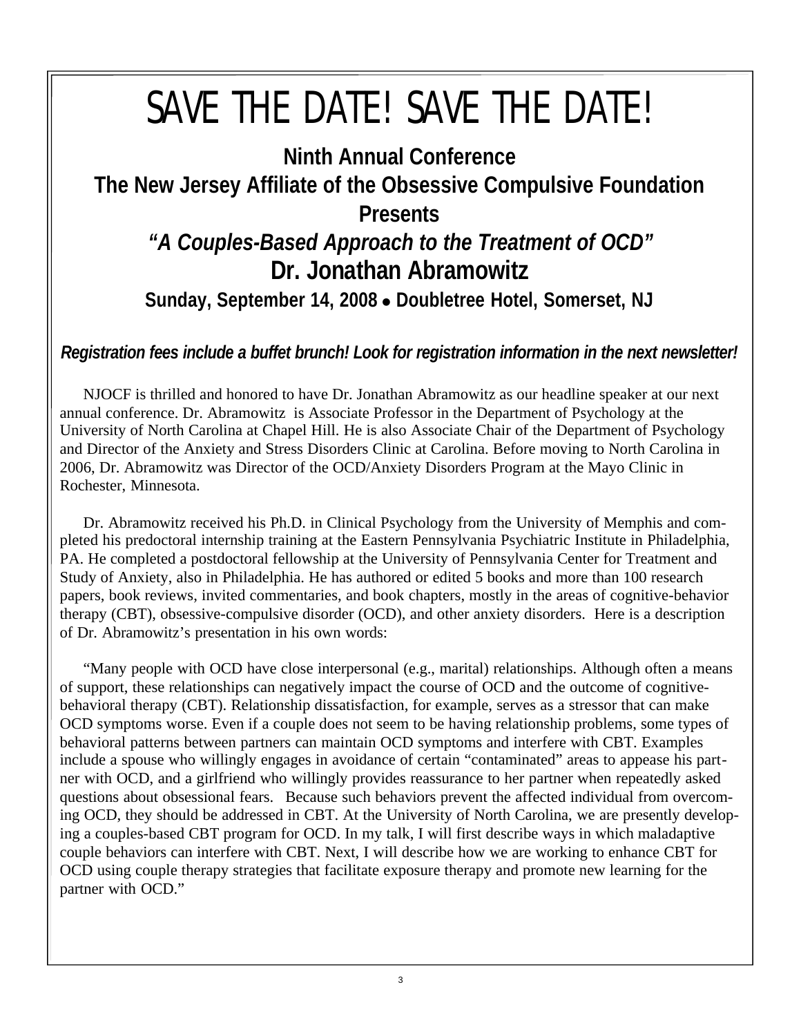# SAVE THE DATE! SAVE THE DATE!

**Ninth Annual Conference**

**The New Jersey Affiliate of the Obsessive Compulsive Foundation**

**Presents**

***"A Couples-Based Approach to the Treatment of OCD"***

## Dr. Jonathan Abramowitz

**Sunday, September 14, 2008 • Doubletree Hotel, Somerset, NJ**

***Registration fees include a buffet brunch! Look for registration information in the next newsletter!***

NJOCF is thrilled and honored to have Dr. Jonathan Abramowitz as our headline speaker at our next annual conference. Dr. Abramowitz is Associate Professor in the Department of Psychology at the University of North Carolina at Chapel Hill. He is also Associate Chair of the Department of Psychology and Director of the Anxiety and Stress Disorders Clinic at Carolina. Before moving to North Carolina in 2006, Dr. Abramowitz was Director of the OCD/Anxiety Disorders Program at the Mayo Clinic in Rochester, Minnesota.

Dr. Abramowitz received his Ph.D. in Clinical Psychology from the University of Memphis and completed his predoctoral internship training at the Eastern Pennsylvania Psychiatric Institute in Philadelphia, PA. He completed a postdoctoral fellowship at the University of Pennsylvania Center for Treatment and Study of Anxiety, also in Philadelphia. He has authored or edited 5 books and more than 100 research papers, book reviews, invited commentaries, and book chapters, mostly in the areas of cognitive-behavior therapy (CBT), obsessive-compulsive disorder (OCD), and other anxiety disorders. Here is a description of Dr. Abramowitz's presentation in his own words:

"Many people with OCD have close interpersonal (e.g., marital) relationships. Although often a means of support, these relationships can negatively impact the course of OCD and the outcome of cognitive-behavioral therapy (CBT). Relationship dissatisfaction, for example, serves as a stressor that can make OCD symptoms worse. Even if a couple does not seem to be having relationship problems, some types of behavioral patterns between partners can maintain OCD symptoms and interfere with CBT. Examples include a spouse who willingly engages in avoidance of certain "contaminated" areas to appease his partner with OCD, and a girlfriend who willingly provides reassurance to her partner when repeatedly asked questions about obsessional fears. Because such behaviors prevent the affected individual from overcoming OCD, they should be addressed in CBT. At the University of North Carolina, we are presently developing a couples-based CBT program for OCD. In my talk, I will first describe ways in which maladaptive couple behaviors can interfere with CBT. Next, I will describe how we are working to enhance CBT for OCD using couple therapy strategies that facilitate exposure therapy and promote new learning for the partner with OCD."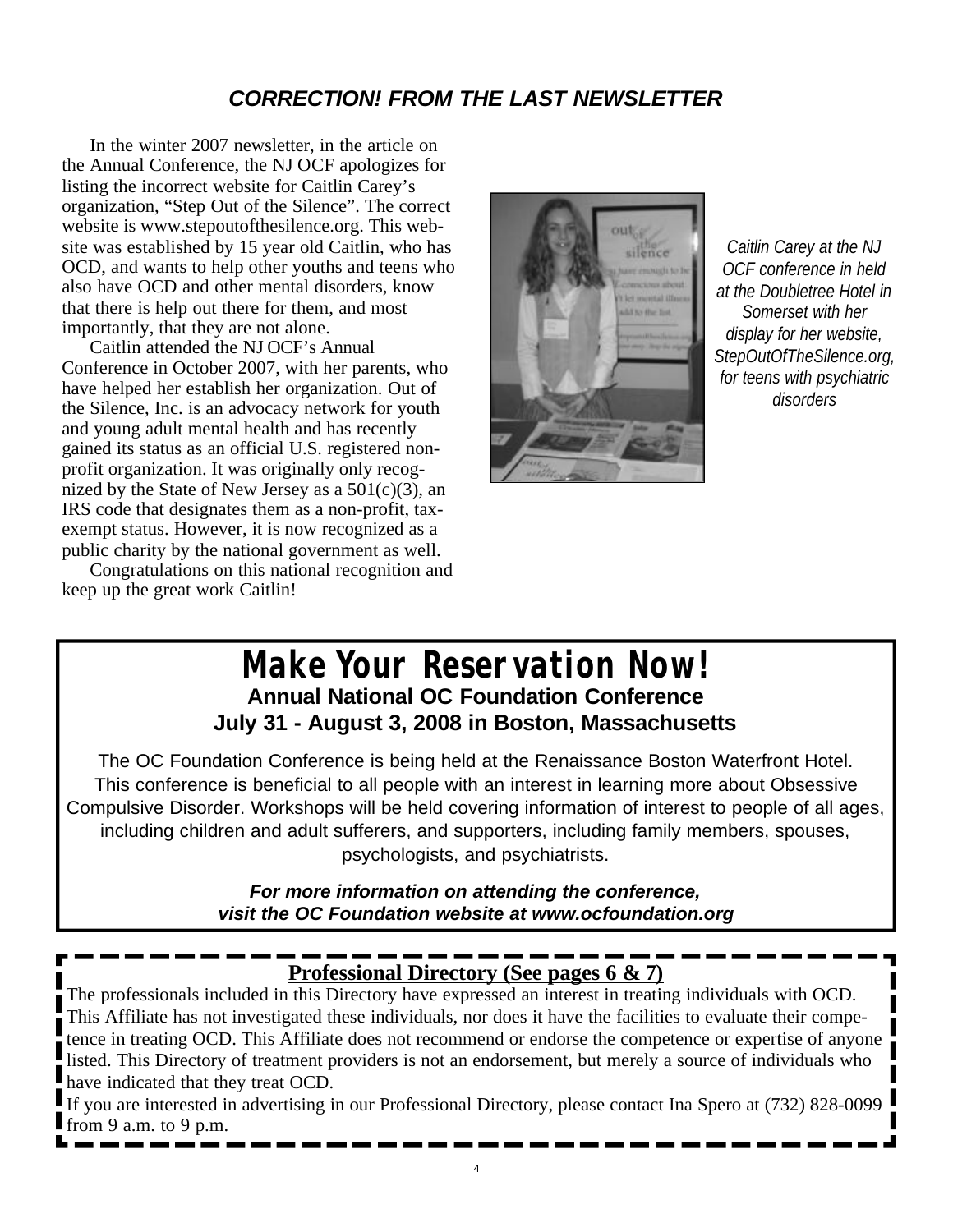## *CORRECTION! FROM THE LAST NEWSLETTER*

In the winter 2007 newsletter, in the article on the Annual Conference, the NJ OCF apologizes for listing the incorrect website for Caitlin Carey's organization, "Step Out of the Silence". The correct website is www.stepoutofthesilence.org. This website was established by 15 year old Caitlin, who has OCD, and wants to help other youths and teens who also have OCD and other mental disorders, know that there is help out there for them, and most importantly, that they are not alone.

Caitlin attended the NJ OCF's Annual Conference in October 2007, with her parents, who have helped her establish her organization. Out of the Silence, Inc. is an advocacy network for youth and young adult mental health and has recently gained its status as an official U.S. registered non-profit organization. It was originally only recognized by the State of New Jersey as a 501(c)(3), an IRS code that designates them as a non-profit, tax-exempt status. However, it is now recognized as a public charity by the national government as well.

Congratulations on this national recognition and keep up the great work Caitlin!

*Caitlin Carey at the NJ OCF conference in held at the Doubletree Hotel in Somerset with her display for her website, StepOutOfTheSilence.org, for teens with psychiatric disorders*

---

# *Make Your Reservation Now!*

**Annual National OC Foundation Conference**

**July 31 - August 3, 2008 in Boston, Massachusetts**

The OC Foundation Conference is being held at the Renaissance Boston Waterfront Hotel. This conference is beneficial to all people with an interest in learning more about Obsessive Compulsive Disorder. Workshops will be held covering information of interest to people of all ages, including children and adult sufferers, and supporters, including family members, spouses, psychologists, and psychiatrists.

***For more information on attending the conference, visit the OC Foundation website at www.ocfoundation.org***

---

**Professional Directory (See pages 6 & 7)**

The professionals included in this Directory have expressed an interest in treating individuals with OCD. This Affiliate has not investigated these individuals, nor does it have the facilities to evaluate their competence in treating OCD. This Affiliate does not recommend or endorse the competence or expertise of anyone listed. This Directory of treatment providers is not an endorsement, but merely a source of individuals who have indicated that they treat OCD.

If you are interested in advertising in our Professional Directory, please contact Ina Spero at (732) 828-0099 from 9 a.m. to 9 p.m.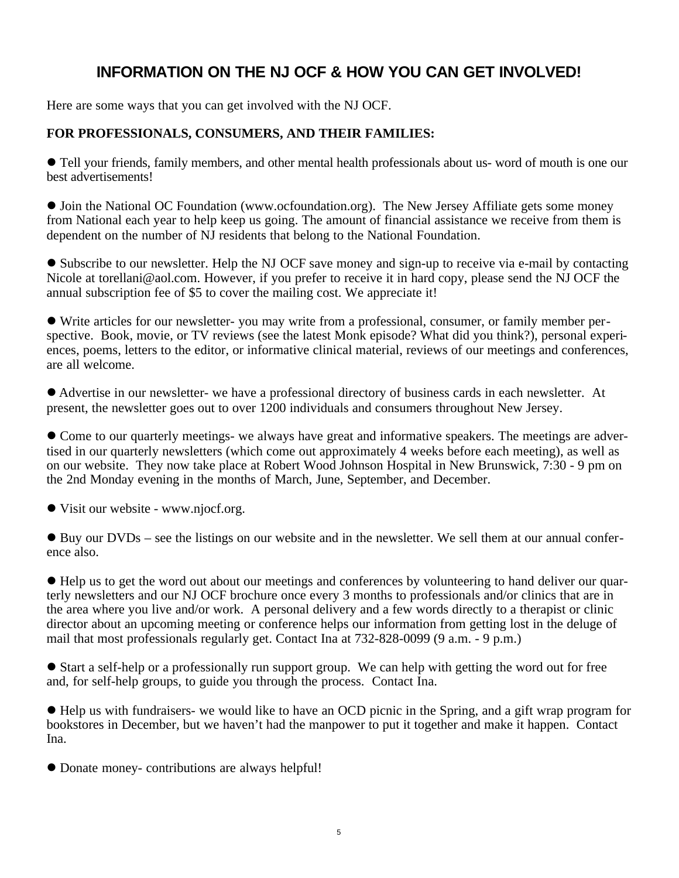# INFORMATION ON THE NJ OCF & HOW YOU CAN GET INVOLVED!

Here are some ways that you can get involved with the NJ OCF.

**FOR PROFESSIONALS, CONSUMERS, AND THEIR FAMILIES:**

- Tell your friends, family members, and other mental health professionals about us- word of mouth is one our best advertisements!

- Join the National OC Foundation (www.ocfoundation.org). The New Jersey Affiliate gets some money from National each year to help keep us going. The amount of financial assistance we receive from them is dependent on the number of NJ residents that belong to the National Foundation.

- Subscribe to our newsletter. Help the NJ OCF save money and sign-up to receive via e-mail by contacting Nicole at torellani@aol.com. However, if you prefer to receive it in hard copy, please send the NJ OCF the annual subscription fee of $5 to cover the mailing cost. We appreciate it!

- Write articles for our newsletter- you may write from a professional, consumer, or family member perspective. Book, movie, or TV reviews (see the latest Monk episode? What did you think?), personal experiences, poems, letters to the editor, or informative clinical material, reviews of our meetings and conferences, are all welcome.

- Advertise in our newsletter- we have a professional directory of business cards in each newsletter. At present, the newsletter goes out to over 1200 individuals and consumers throughout New Jersey.

- Come to our quarterly meetings- we always have great and informative speakers. The meetings are advertised in our quarterly newsletters (which come out approximately 4 weeks before each meeting), as well as on our website. They now take place at Robert Wood Johnson Hospital in New Brunswick, 7:30 - 9 pm on the 2nd Monday evening in the months of March, June, September, and December.

- Visit our website - www.njocf.org.

- Buy our DVDs – see the listings on our website and in the newsletter. We sell them at our annual conference also.

- Help us to get the word out about our meetings and conferences by volunteering to hand deliver our quarterly newsletters and our NJ OCF brochure once every 3 months to professionals and/or clinics that are in the area where you live and/or work. A personal delivery and a few words directly to a therapist or clinic director about an upcoming meeting or conference helps our information from getting lost in the deluge of mail that most professionals regularly get. Contact Ina at 732-828-0099 (9 a.m. - 9 p.m.)

- Start a self-help or a professionally run support group. We can help with getting the word out for free and, for self-help groups, to guide you through the process. Contact Ina.

- Help us with fundraisers- we would like to have an OCD picnic in the Spring, and a gift wrap program for bookstores in December, but we haven't had the manpower to put it together and make it happen. Contact Ina.

- Donate money- contributions are always helpful!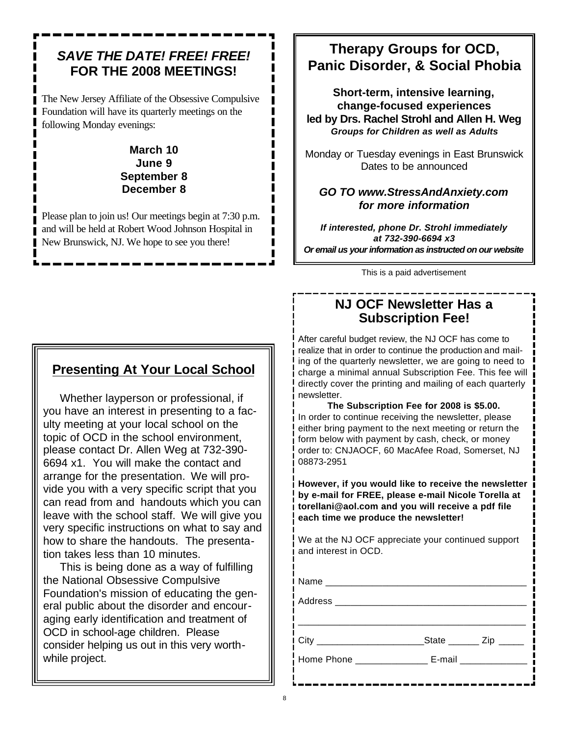## *SAVE THE DATE! FREE! FREE!* FOR THE 2008 MEETINGS!

The New Jersey Affiliate of the Obsessive Compulsive Foundation will have its quarterly meetings on the following Monday evenings:

**March 10**
**June 9**
**September 8**
**December 8**

Please plan to join us! Our meetings begin at 7:30 p.m. and will be held at Robert Wood Johnson Hospital in New Brunswick, NJ. We hope to see you there!

## Presenting At Your Local School

Whether layperson or professional, if you have an interest in presenting to a faculty meeting at your local school on the topic of OCD in the school environment, please contact Dr. Allen Weg at 732-390-6694 x1. You will make the contact and arrange for the presentation. We will provide you with a very specific script that you can read from and handouts which you can leave with the school staff. We will give you very specific instructions on what to say and how to share the handouts. The presentation takes less than 10 minutes.

This is being done as a way of fulfilling the National Obsessive Compulsive Foundation's mission of educating the general public about the disorder and encouraging early identification and treatment of OCD in school-age children. Please consider helping us out in this very worthwhile project.

## Therapy Groups for OCD, Panic Disorder, & Social Phobia

**Short-term, intensive learning, change-focused experiences led by Drs. Rachel Strohl and Allen H. Weg**
***Groups for Children as well as Adults***

Monday or Tuesday evenings in East Brunswick
Dates to be announced

***GO TO www.StressAndAnxiety.com for more information***

***If interested, phone Dr. Strohl immediately at 732-390-6694 x3***
***Or email us your information as instructed on our website***

This is a paid advertisement

## NJ OCF Newsletter Has a Subscription Fee!

After careful budget review, the NJ OCF has come to realize that in order to continue the production and mailing of the quarterly newsletter, we are going to need to charge a minimal annual Subscription Fee. This fee will directly cover the printing and mailing of each quarterly newsletter.

**The Subscription Fee for 2008 is $5.00.**

In order to continue receiving the newsletter, please either bring payment to the next meeting or return the form below with payment by cash, check, or money order to: CNJAOCF, 60 MacAfee Road, Somerset, NJ 08873-2951

**However, if you would like to receive the newsletter by e-mail for FREE, please e-mail Nicole Torella at torellani@aol.com and you will receive a pdf file each time we produce the newsletter!**

We at the NJ OCF appreciate your continued support and interest in OCD.

Name ________________________________________

Address ______________________________________

_____________________________________________

City ____________________State ______ Zip _____

Home Phone _____________ E-mail _____________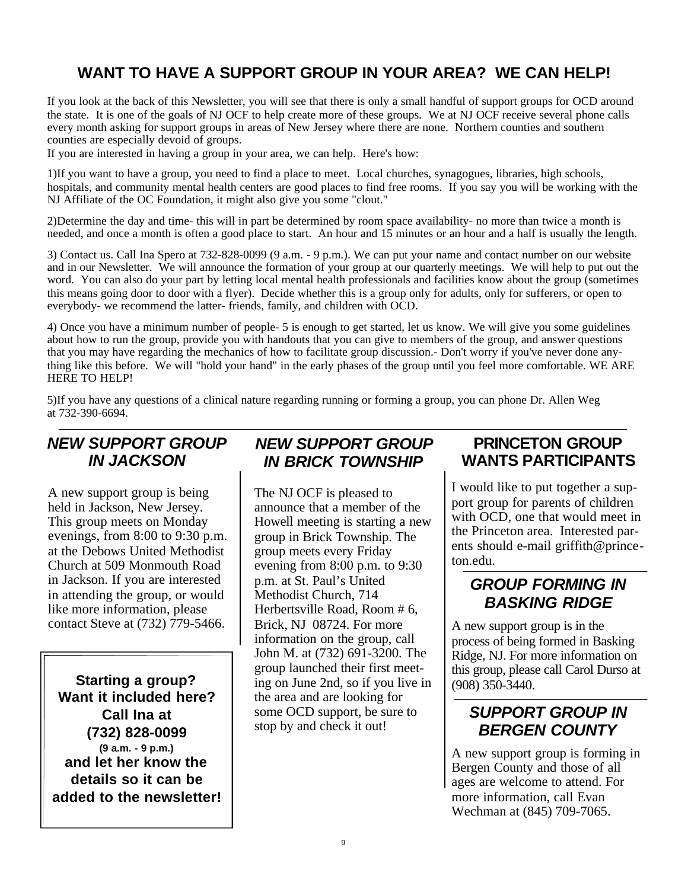## WANT TO HAVE A SUPPORT GROUP IN YOUR AREA? WE CAN HELP!

If you look at the back of this Newsletter, you will see that there is only a small handful of support groups for OCD around the state. It is one of the goals of NJ OCF to help create more of these groups. We at NJ OCF receive several phone calls every month asking for support groups in areas of New Jersey where there are none. Northern counties and southern counties are especially devoid of groups.

If you are interested in having a group in your area, we can help. Here's how:

1)If you want to have a group, you need to find a place to meet. Local churches, synagogues, libraries, high schools, hospitals, and community mental health centers are good places to find free rooms. If you say you will be working with the NJ Affiliate of the OC Foundation, it might also give you some "clout."

2)Determine the day and time- this will in part be determined by room space availability- no more than twice a month is needed, and once a month is often a good place to start. An hour and 15 minutes or an hour and a half is usually the length.

3) Contact us. Call Ina Spero at 732-828-0099 (9 a.m. - 9 p.m.). We can put your name and contact number on our website and in our Newsletter. We will announce the formation of your group at our quarterly meetings. We will help to put out the word. You can also do your part by letting local mental health professionals and facilities know about the group (sometimes this means going door to door with a flyer). Decide whether this is a group only for adults, only for sufferers, or open to everybody- we recommend the latter- friends, family, and children with OCD.

4) Once you have a minimum number of people- 5 is enough to get started, let us know. We will give you some guidelines about how to run the group, provide you with handouts that you can give to members of the group, and answer questions that you may have regarding the mechanics of how to facilitate group discussion.- Don't worry if you've never done anything like this before. We will "hold your hand" in the early phases of the group until you feel more comfortable. WE ARE HERE TO HELP!

5)If you have any questions of a clinical nature regarding running or forming a group, you can phone Dr. Allen Weg at 732-390-6694.

### *NEW SUPPORT GROUP IN JACKSON*

A new support group is being held in Jackson, New Jersey. This group meets on Monday evenings, from 8:00 to 9:30 p.m. at the Debows United Methodist Church at 509 Monmouth Road in Jackson. If you are interested in attending the group, or would like more information, please contact Steve at (732) 779-5466.

**Starting a group? Want it included here? Call Ina at (732) 828-0099 (9 a.m. - 9 p.m.) and let her know the details so it can be added to the newsletter!**

### *NEW SUPPORT GROUP IN BRICK TOWNSHIP*

The NJ OCF is pleased to announce that a member of the Howell meeting is starting a new group in Brick Township. The group meets every Friday evening from 8:00 p.m. to 9:30 p.m. at St. Paul's United Methodist Church, 714 Herbertsville Road, Room # 6, Brick, NJ 08724. For more information on the group, call John M. at (732) 691-3200. The group launched their first meeting on June 2nd, so if you live in the area and are looking for some OCD support, be sure to stop by and check it out!

### PRINCETON GROUP WANTS PARTICIPANTS

I would like to put together a support group for parents of children with OCD, one that would meet in the Princeton area. Interested parents should e-mail griffith@princeton.edu.

### *GROUP FORMING IN BASKING RIDGE*

A new support group is in the process of being formed in Basking Ridge, NJ. For more information on this group, please call Carol Durso at (908) 350-3440.

### *SUPPORT GROUP IN BERGEN COUNTY*

A new support group is forming in Bergen County and those of all ages are welcome to attend. For more information, call Evan Wechman at (845) 709-7065.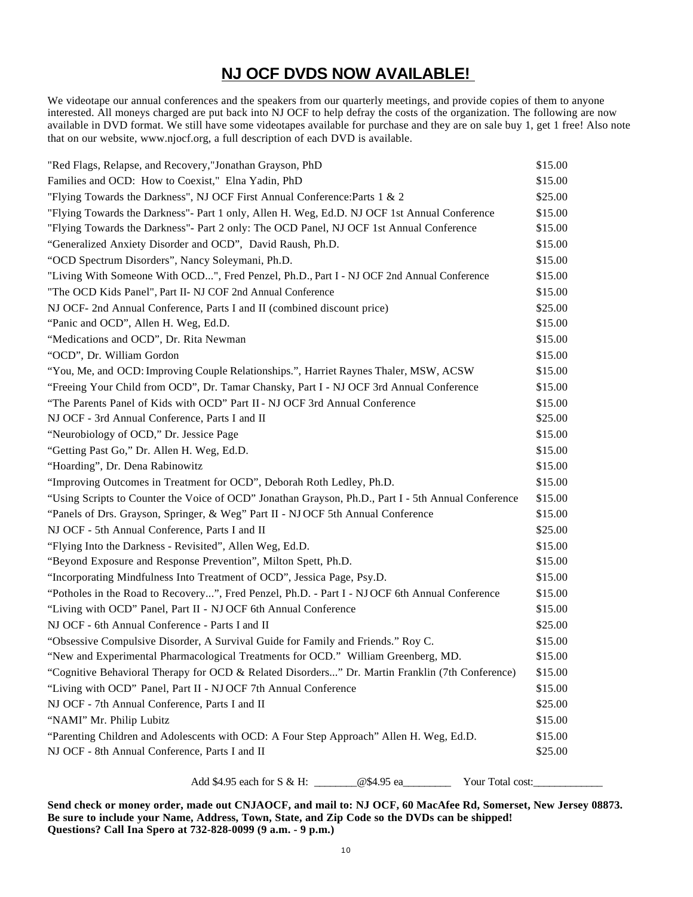# NJ OCF DVDS NOW AVAILABLE!

We videotape our annual conferences and the speakers from our quarterly meetings, and provide copies of them to anyone interested. All moneys charged are put back into NJ OCF to help defray the costs of the organization. The following are now available in DVD format. We still have some videotapes available for purchase and they are on sale buy 1, get 1 free! Also note that on our website, www.njocf.org, a full description of each DVD is available.

| Title | Price |
|---|---|
| "Red Flags, Relapse, and Recovery,"Jonathan Grayson, PhD | $15.00 |
| Families and OCD: How to Coexist," Elna Yadin, PhD | $15.00 |
| "Flying Towards the Darkness", NJ OCF First Annual Conference:Parts 1 & 2 | $25.00 |
| "Flying Towards the Darkness"- Part 1 only, Allen H. Weg, Ed.D. NJ OCF 1st Annual Conference | $15.00 |
| "Flying Towards the Darkness"- Part 2 only: The OCD Panel, NJ OCF 1st Annual Conference | $15.00 |
| "Generalized Anxiety Disorder and OCD", David Raush, Ph.D. | $15.00 |
| "OCD Spectrum Disorders", Nancy Soleymani, Ph.D. | $15.00 |
| "Living With Someone With OCD...", Fred Penzel, Ph.D., Part I - NJ OCF 2nd Annual Conference | $15.00 |
| "The OCD Kids Panel", Part II- NJ COF 2nd Annual Conference | $15.00 |
| NJ OCF- 2nd Annual Conference, Parts I and II (combined discount price) | $25.00 |
| "Panic and OCD", Allen H. Weg, Ed.D. | $15.00 |
| "Medications and OCD", Dr. Rita Newman | $15.00 |
| "OCD", Dr. William Gordon | $15.00 |
| "You, Me, and OCD: Improving Couple Relationships.", Harriet Raynes Thaler, MSW, ACSW | $15.00 |
| "Freeing Your Child from OCD", Dr. Tamar Chansky, Part I - NJ OCF 3rd Annual Conference | $15.00 |
| "The Parents Panel of Kids with OCD" Part II - NJ OCF 3rd Annual Conference | $15.00 |
| NJ OCF - 3rd Annual Conference, Parts I and II | $25.00 |
| "Neurobiology of OCD," Dr. Jessice Page | $15.00 |
| "Getting Past Go," Dr. Allen H. Weg, Ed.D. | $15.00 |
| "Hoarding", Dr. Dena Rabinowitz | $15.00 |
| "Improving Outcomes in Treatment for OCD", Deborah Roth Ledley, Ph.D. | $15.00 |
| "Using Scripts to Counter the Voice of OCD" Jonathan Grayson, Ph.D., Part I - 5th Annual Conference | $15.00 |
| "Panels of Drs. Grayson, Springer, & Weg" Part II - NJ OCF 5th Annual Conference | $15.00 |
| NJ OCF - 5th Annual Conference, Parts I and II | $25.00 |
| "Flying Into the Darkness - Revisited", Allen Weg, Ed.D. | $15.00 |
| "Beyond Exposure and Response Prevention", Milton Spett, Ph.D. | $15.00 |
| "Incorporating Mindfulness Into Treatment of OCD", Jessica Page, Psy.D. | $15.00 |
| "Potholes in the Road to Recovery...", Fred Penzel, Ph.D. - Part I - NJ OCF 6th Annual Conference | $15.00 |
| "Living with OCD" Panel, Part II - NJ OCF 6th Annual Conference | $15.00 |
| NJ OCF - 6th Annual Conference - Parts I and II | $25.00 |
| "Obsessive Compulsive Disorder, A Survival Guide for Family and Friends." Roy C. | $15.00 |
| "New and Experimental Pharmacological Treatments for OCD." William Greenberg, MD. | $15.00 |
| "Cognitive Behavioral Therapy for OCD & Related Disorders..." Dr. Martin Franklin (7th Conference) | $15.00 |
| "Living with OCD" Panel, Part II - NJ OCF 7th Annual Conference | $15.00 |
| NJ OCF - 7th Annual Conference, Parts I and II | $25.00 |
| "NAMI" Mr. Philip Lubitz | $15.00 |
| "Parenting Children and Adolescents with OCD: A Four Step Approach" Allen H. Weg, Ed.D. | $15.00 |
| NJ OCF - 8th Annual Conference, Parts I and II | $25.00 |

Add $4.95 each for S & H: ________@$4.95 ea_________ Your Total cost:_____________

**Send check or money order, made out CNJAOCF, and mail to: NJ OCF, 60 MacAfee Rd, Somerset, New Jersey 08873. Be sure to include your Name, Address, Town, State, and Zip Code so the DVDs can be shipped! Questions? Call Ina Spero at 732-828-0099 (9 a.m. - 9 p.m.)**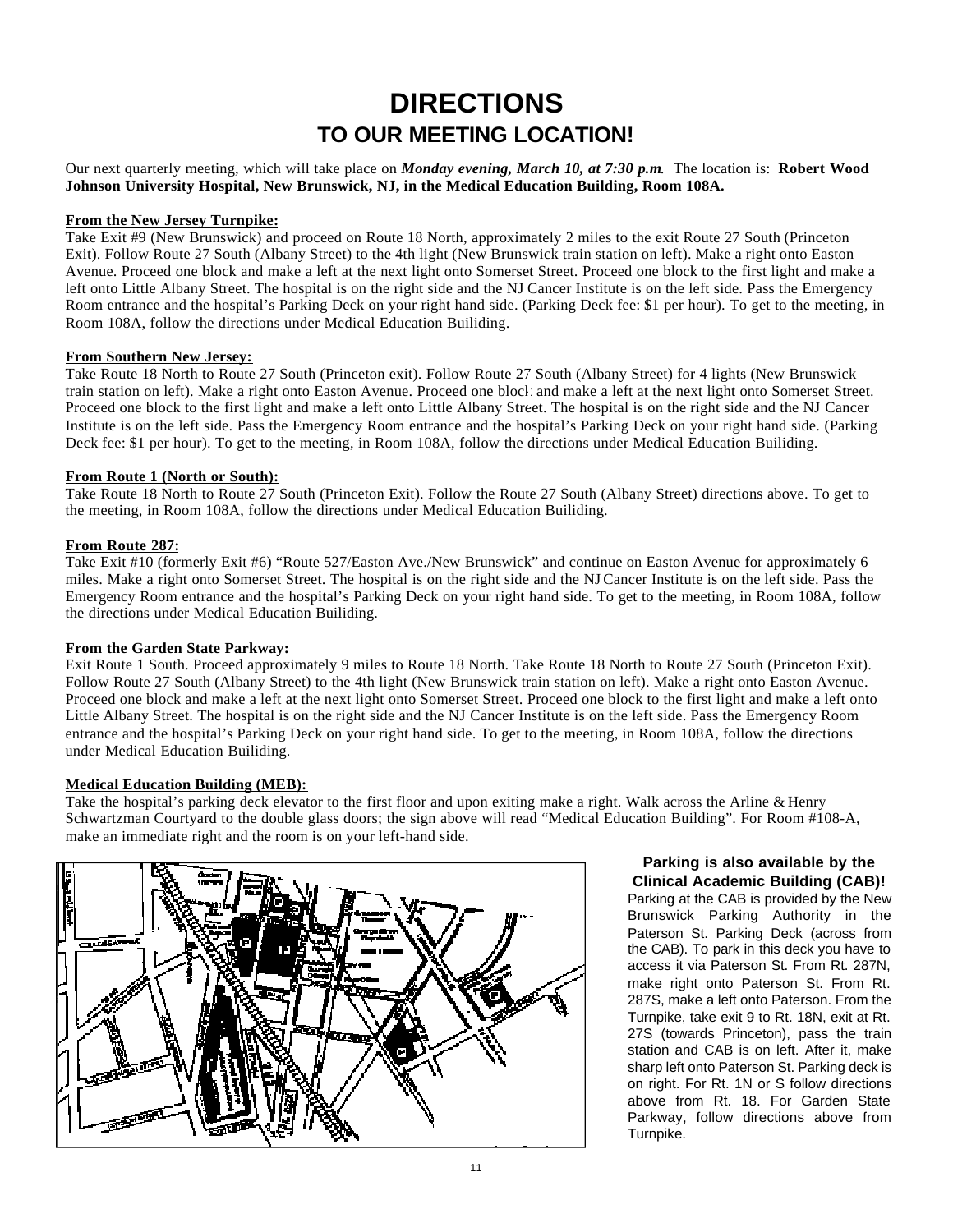# DIRECTIONS

## TO OUR MEETING LOCATION!

Our next quarterly meeting, which will take place on ***Monday evening, March 10, at 7:30 p.m***. The location is: **Robert Wood Johnson University Hospital, New Brunswick, NJ, in the Medical Education Building, Room 108A.**

**From the New Jersey Turnpike:**

Take Exit #9 (New Brunswick) and proceed on Route 18 North, approximately 2 miles to the exit Route 27 South (Princeton Exit). Follow Route 27 South (Albany Street) to the 4th light (New Brunswick train station on left). Make a right onto Easton Avenue. Proceed one block and make a left at the next light onto Somerset Street. Proceed one block to the first light and make a left onto Little Albany Street. The hospital is on the right side and the NJ Cancer Institute is on the left side. Pass the Emergency Room entrance and the hospital's Parking Deck on your right hand side. (Parking Deck fee: $1 per hour). To get to the meeting, in Room 108A, follow the directions under Medical Education Builiding.

**From Southern New Jersey:**

Take Route 18 North to Route 27 South (Princeton exit). Follow Route 27 South (Albany Street) for 4 lights (New Brunswick train station on left). Make a right onto Easton Avenue. Proceed one block and make a left at the next light onto Somerset Street. Proceed one block to the first light and make a left onto Little Albany Street. The hospital is on the right side and the NJ Cancer Institute is on the left side. Pass the Emergency Room entrance and the hospital's Parking Deck on your right hand side. (Parking Deck fee: $1 per hour). To get to the meeting, in Room 108A, follow the directions under Medical Education Builiding.

**From Route 1 (North or South):**

Take Route 18 North to Route 27 South (Princeton Exit). Follow the Route 27 South (Albany Street) directions above. To get to the meeting, in Room 108A, follow the directions under Medical Education Builiding.

**From Route 287:**

Take Exit #10 (formerly Exit #6) "Route 527/Easton Ave./New Brunswick" and continue on Easton Avenue for approximately 6 miles. Make a right onto Somerset Street. The hospital is on the right side and the NJ Cancer Institute is on the left side. Pass the Emergency Room entrance and the hospital's Parking Deck on your right hand side. To get to the meeting, in Room 108A, follow the directions under Medical Education Builiding.

**From the Garden State Parkway:**

Exit Route 1 South. Proceed approximately 9 miles to Route 18 North. Take Route 18 North to Route 27 South (Princeton Exit). Follow Route 27 South (Albany Street) to the 4th light (New Brunswick train station on left). Make a right onto Easton Avenue. Proceed one block and make a left at the next light onto Somerset Street. Proceed one block to the first light and make a left onto Little Albany Street. The hospital is on the right side and the NJ Cancer Institute is on the left side. Pass the Emergency Room entrance and the hospital's Parking Deck on your right hand side. To get to the meeting, in Room 108A, follow the directions under Medical Education Builiding.

**Medical Education Building (MEB):**

Take the hospital's parking deck elevator to the first floor and upon exiting make a right. Walk across the Arline & Henry Schwartzman Courtyard to the double glass doors; the sign above will read "Medical Education Building". For Room #108-A, make an immediate right and the room is on your left-hand side.

**Parking is also available by the Clinical Academic Building (CAB)!**

Parking at the CAB is provided by the New Brunswick Parking Authority in the Paterson St. Parking Deck (across from the CAB). To park in this deck you have to access it via Paterson St. From Rt. 287N, make right onto Paterson St. From Rt. 287S, make a left onto Paterson. From the Turnpike, take exit 9 to Rt. 18N, exit at Rt. 27S (towards Princeton), pass the train station and CAB is on left. After it, make sharp left onto Paterson St. Parking deck is on right. For Rt. 1N or S follow directions above from Rt. 18. For Garden State Parkway, follow directions above from Turnpike.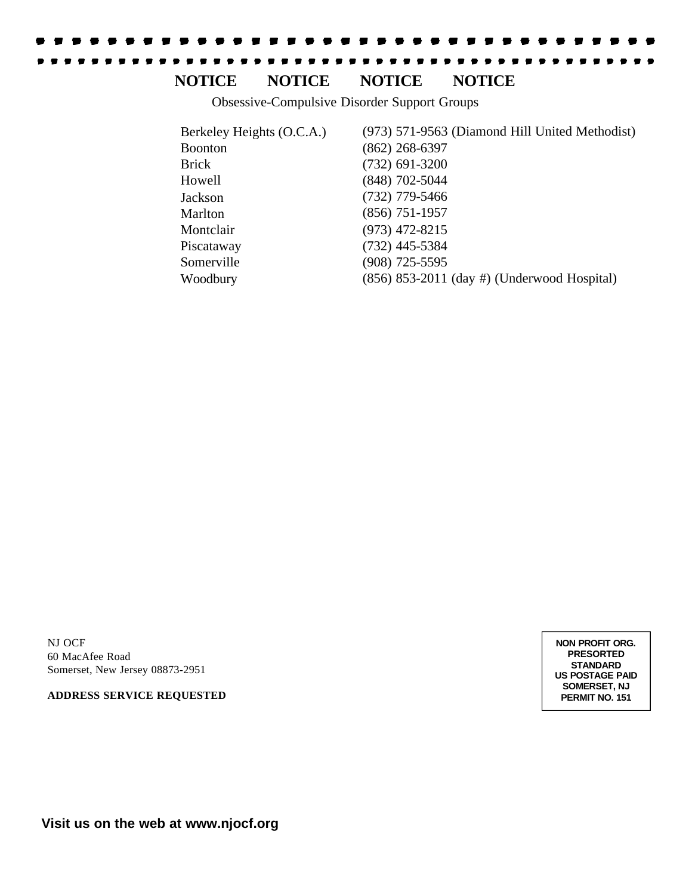**NOTICE NOTICE NOTICE NOTICE**

Obsessive-Compulsive Disorder Support Groups

| | |
|---|---|
| Berkeley Heights (O.C.A.) | (973) 571-9563 (Diamond Hill United Methodist) |
| Boonton | (862) 268-6397 |
| Brick | (732) 691-3200 |
| Howell | (848) 702-5044 |
| Jackson | (732) 779-5466 |
| Marlton | (856) 751-1957 |
| Montclair | (973) 472-8215 |
| Piscataway | (732) 445-5384 |
| Somerville | (908) 725-5595 |
| Woodbury | (856) 853-2011 (day #) (Underwood Hospital) |

NJ OCF
60 MacAfee Road
Somerset, New Jersey 08873-2951

**ADDRESS SERVICE REQUESTED**

**NON PROFIT ORG.
PRESORTED
STANDARD
US POSTAGE PAID
SOMERSET, NJ
PERMIT NO. 151**

**Visit us on the web at www.njocf.org**